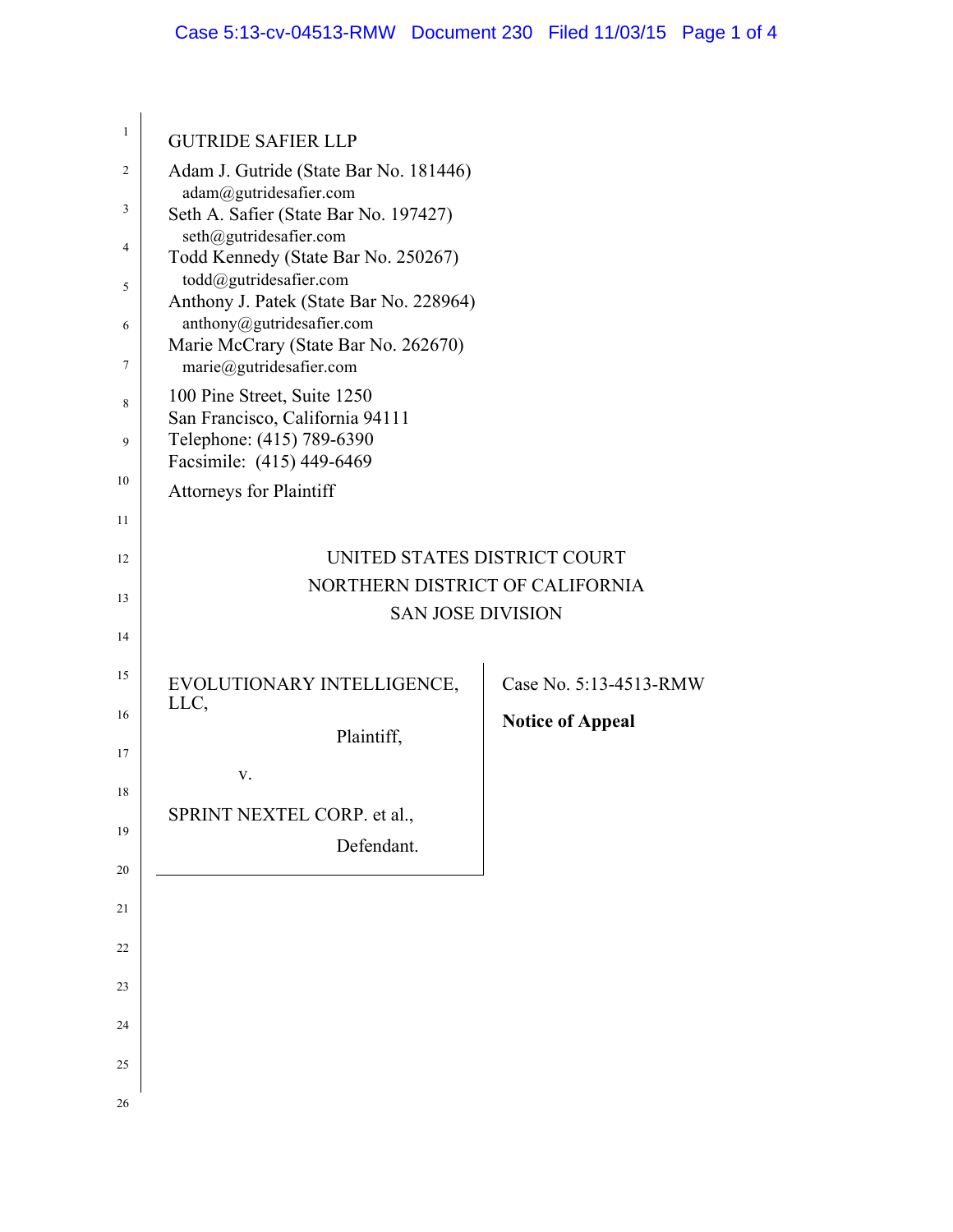GUTRIDE SAFIER LLP
Adam J. Gutride (State Bar No. 181446)
adam@gutridesafier.com
Seth A. Safier (State Bar No. 197427)
seth@gutridesafier.com
Todd Kennedy (State Bar No. 250267)
todd@gutridesafier.com
Anthony J. Patek (State Bar No. 228964)
anthony@gutridesafier.com
Marie McCrary (State Bar No. 262670)
marie@gutridesafier.com
100 Pine Street, Suite 1250
San Francisco, California 94111
Telephone: (415) 789-6390
Facsimile: (415) 449-6469

Attorneys for Plaintiff

UNITED STATES DISTRICT COURT
NORTHERN DISTRICT OF CALIFORNIA
SAN JOSE DIVISION

| | |
|---|---|
| EVOLUTIONARY INTELLIGENCE, LLC,<br><br>Plaintiff,<br><br>v.<br><br>SPRINT NEXTEL CORP. et al.,<br><br>Defendant. | Case No. 5:13-4513-RMW<br><br>**Notice of Appeal** |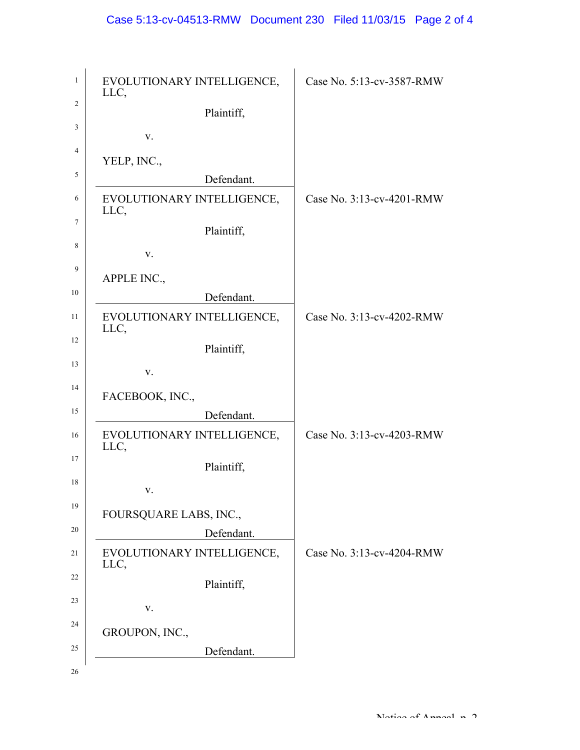| | |
|---|---|
| EVOLUTIONARY INTELLIGENCE, LLC,<br><br>Plaintiff,<br><br>v.<br><br>YELP, INC.,<br><br>Defendant. | Case No. 5:13-cv-3587-RMW |
| EVOLUTIONARY INTELLIGENCE, LLC,<br><br>Plaintiff,<br><br>v.<br><br>APPLE INC.,<br><br>Defendant. | Case No. 3:13-cv-4201-RMW |
| EVOLUTIONARY INTELLIGENCE, LLC,<br><br>Plaintiff,<br><br>v.<br><br>FACEBOOK, INC.,<br><br>Defendant. | Case No. 3:13-cv-4202-RMW |
| EVOLUTIONARY INTELLIGENCE, LLC,<br><br>Plaintiff,<br><br>v.<br><br>FOURSQUARE LABS, INC.,<br><br>Defendant. | Case No. 3:13-cv-4203-RMW |
| EVOLUTIONARY INTELLIGENCE, LLC,<br><br>Plaintiff,<br><br>v.<br><br>GROUPON, INC.,<br><br>Defendant. | Case No. 3:13-cv-4204-RMW |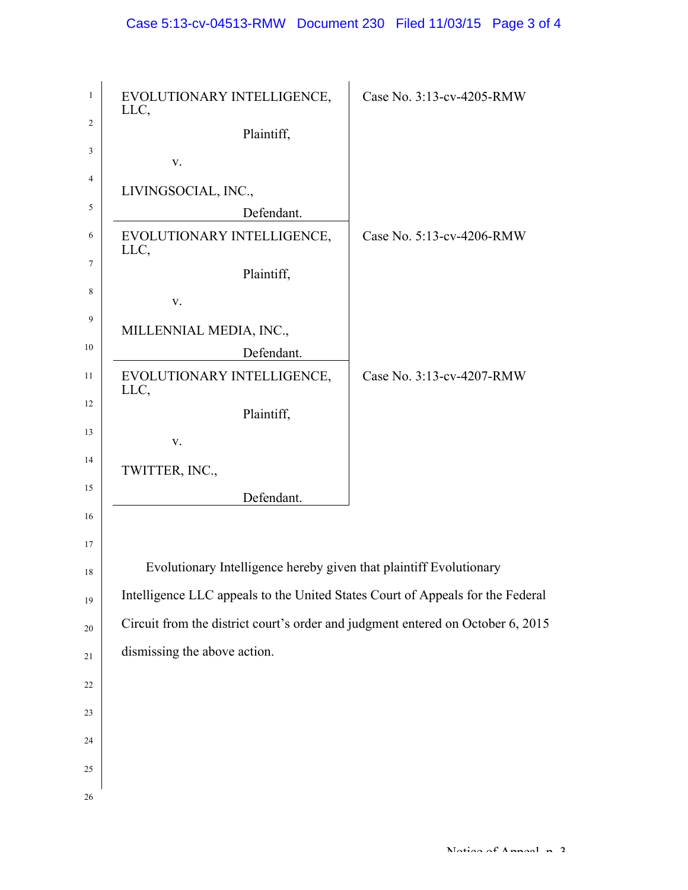| | |
|---|---|
| EVOLUTIONARY INTELLIGENCE, LLC,<br><br>Plaintiff,<br><br>v.<br><br>LIVINGSOCIAL, INC.,<br><br>Defendant. | Case No. 3:13-cv-4205-RMW |
| EVOLUTIONARY INTELLIGENCE, LLC,<br><br>Plaintiff,<br><br>v.<br><br>MILLENNIAL MEDIA, INC.,<br><br>Defendant. | Case No. 5:13-cv-4206-RMW |
| EVOLUTIONARY INTELLIGENCE, LLC,<br><br>Plaintiff,<br><br>v.<br><br>TWITTER, INC.,<br><br>Defendant. | Case No. 3:13-cv-4207-RMW |

Evolutionary Intelligence hereby given that plaintiff Evolutionary Intelligence LLC appeals to the United States Court of Appeals for the Federal Circuit from the district court's order and judgment entered on October 6, 2015 dismissing the above action.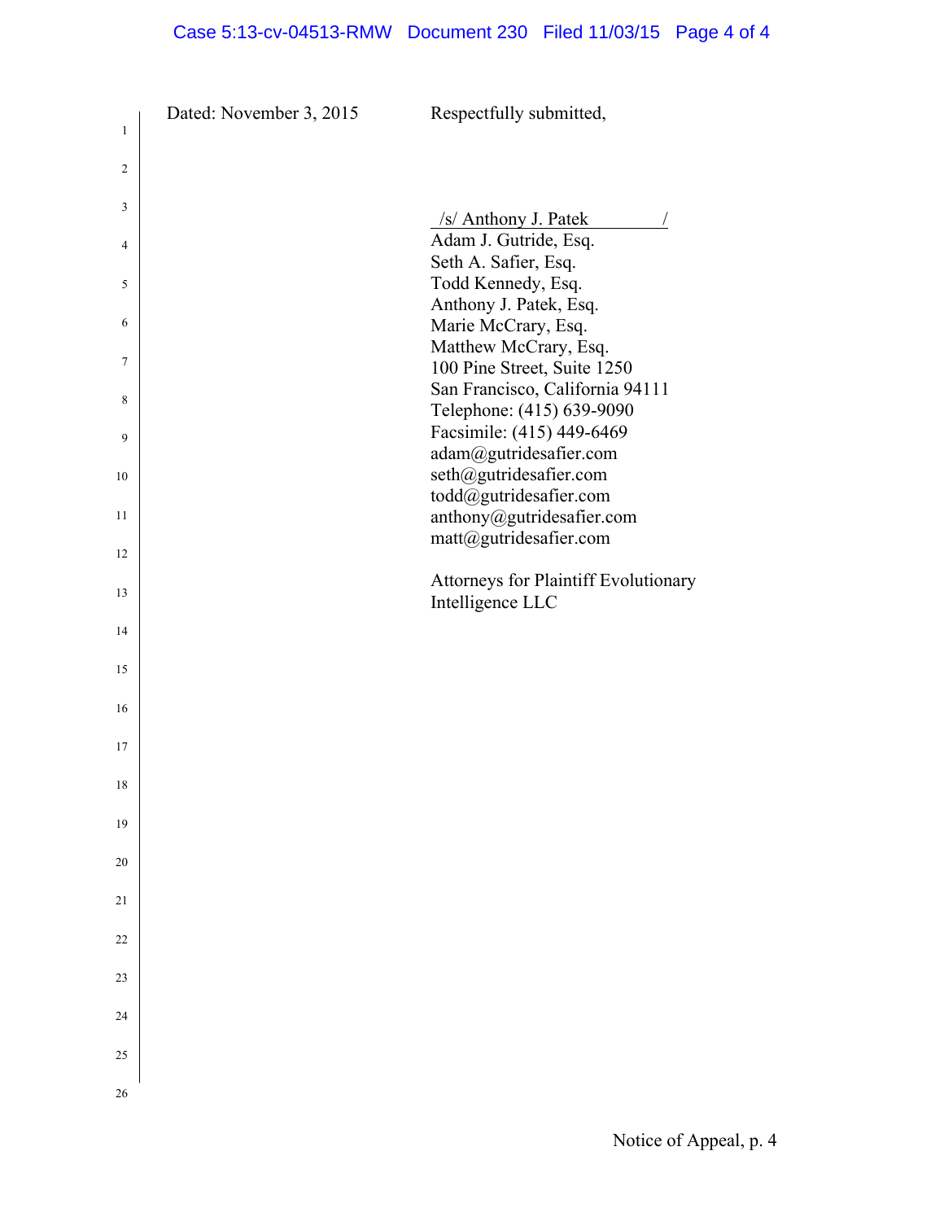Dated: November 3, 2015

Respectfully submitted,

/s/ Anthony J. Patek /

Adam J. Gutride, Esq.
Seth A. Safier, Esq.
Todd Kennedy, Esq.
Anthony J. Patek, Esq.
Marie McCrary, Esq.
Matthew McCrary, Esq.
100 Pine Street, Suite 1250
San Francisco, California 94111
Telephone: (415) 639-9090
Facsimile: (415) 449-6469
adam@gutridesafier.com
seth@gutridesafier.com
todd@gutridesafier.com
anthony@gutridesafier.com
matt@gutridesafier.com

Attorneys for Plaintiff Evolutionary Intelligence LLC